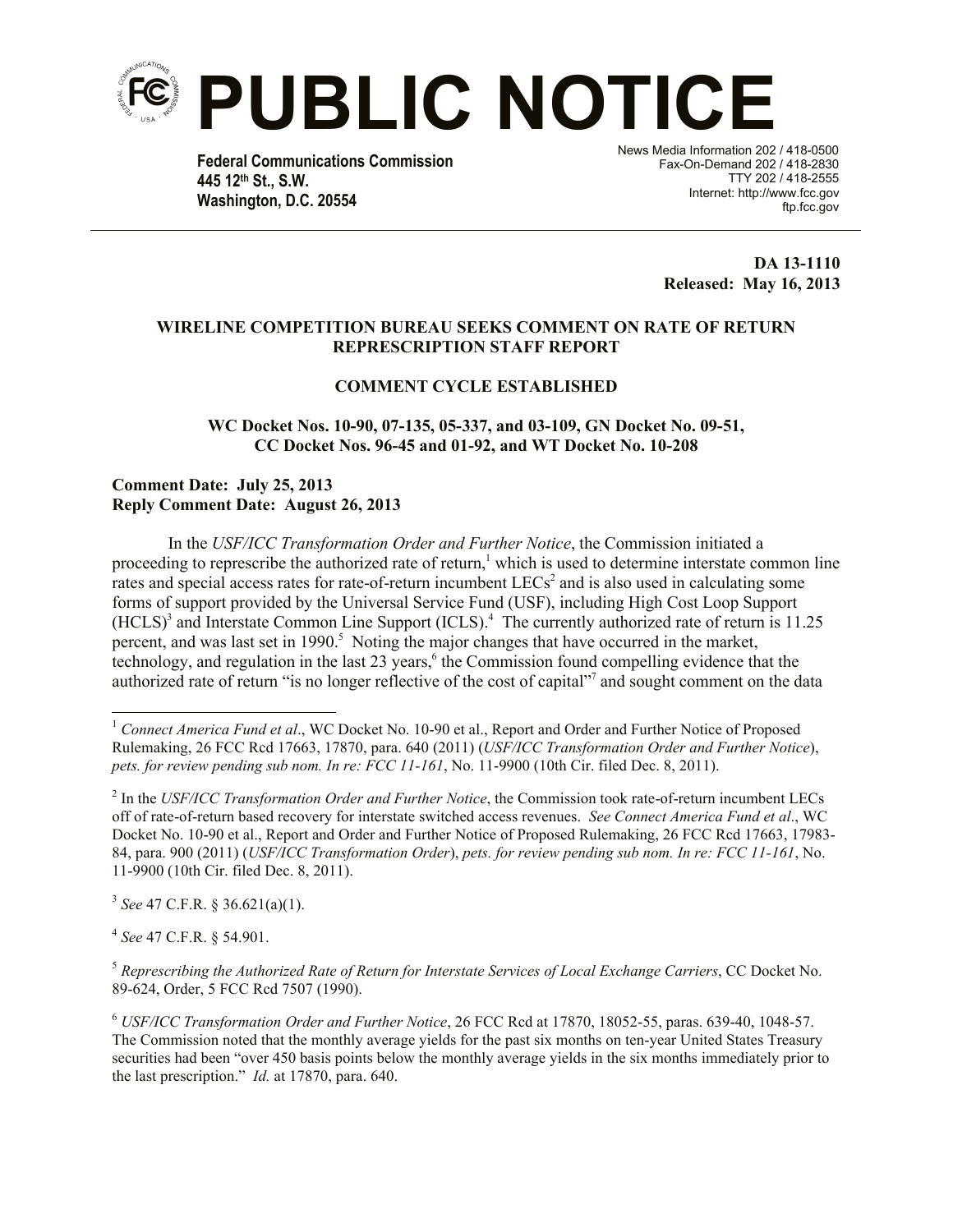# PUBLIC NOTICE

**Federal Communications Commission**
**445 12th St., S.W.**
**Washington, D.C. 20554**

News Media Information 202 / 418-0500
Fax-On-Demand 202 / 418-2830
TTY 202 / 418-2555
Internet: http://www.fcc.gov
ftp.fcc.gov

**DA 13-1110**
**Released: May 16, 2013**

**WIRELINE COMPETITION BUREAU SEEKS COMMENT ON RATE OF RETURN REPRESCRIPTION STAFF REPORT**

**COMMENT CYCLE ESTABLISHED**

**WC Docket Nos. 10-90, 07-135, 05-337, and 03-109, GN Docket No. 09-51, CC Docket Nos. 96-45 and 01-92, and WT Docket No. 10-208**

**Comment Date: July 25, 2013**
**Reply Comment Date: August 26, 2013**

In the *USF/ICC Transformation Order and Further Notice*, the Commission initiated a proceeding to represcribe the authorized rate of return,[1] which is used to determine interstate common line rates and special access rates for rate-of-return incumbent LECs[2] and is also used in calculating some forms of support provided by the Universal Service Fund (USF), including High Cost Loop Support (HCLS)[3] and Interstate Common Line Support (ICLS).[4] The currently authorized rate of return is 11.25 percent, and was last set in 1990.[5] Noting the major changes that have occurred in the market, technology, and regulation in the last 23 years,[6] the Commission found compelling evidence that the authorized rate of return "is no longer reflective of the cost of capital"[7] and sought comment on the data

---

[1] *Connect America Fund et al*., WC Docket No. 10-90 et al., Report and Order and Further Notice of Proposed Rulemaking, 26 FCC Rcd 17663, 17870, para. 640 (2011) (*USF/ICC Transformation Order and Further Notice*), *pets. for review pending sub nom. In re: FCC 11-161*, No. 11-9900 (10th Cir. filed Dec. 8, 2011).

[2] In the *USF/ICC Transformation Order and Further Notice*, the Commission took rate-of-return incumbent LECs off of rate-of-return based recovery for interstate switched access revenues. *See Connect America Fund et al*., WC Docket No. 10-90 et al., Report and Order and Further Notice of Proposed Rulemaking, 26 FCC Rcd 17663, 17983-84, para. 900 (2011) (*USF/ICC Transformation Order*), *pets. for review pending sub nom. In re: FCC 11-161*, No. 11-9900 (10th Cir. filed Dec. 8, 2011).

[3] *See* 47 C.F.R. § 36.621(a)(1).

[4] *See* 47 C.F.R. § 54.901.

[5] *Represcribing the Authorized Rate of Return for Interstate Services of Local Exchange Carriers*, CC Docket No. 89-624, Order, 5 FCC Rcd 7507 (1990).

[6] *USF/ICC Transformation Order and Further Notice*, 26 FCC Rcd at 17870, 18052-55, paras. 639-40, 1048-57. The Commission noted that the monthly average yields for the past six months on ten-year United States Treasury securities had been "over 450 basis points below the monthly average yields in the six months immediately prior to the last prescription." *Id.* at 17870, para. 640.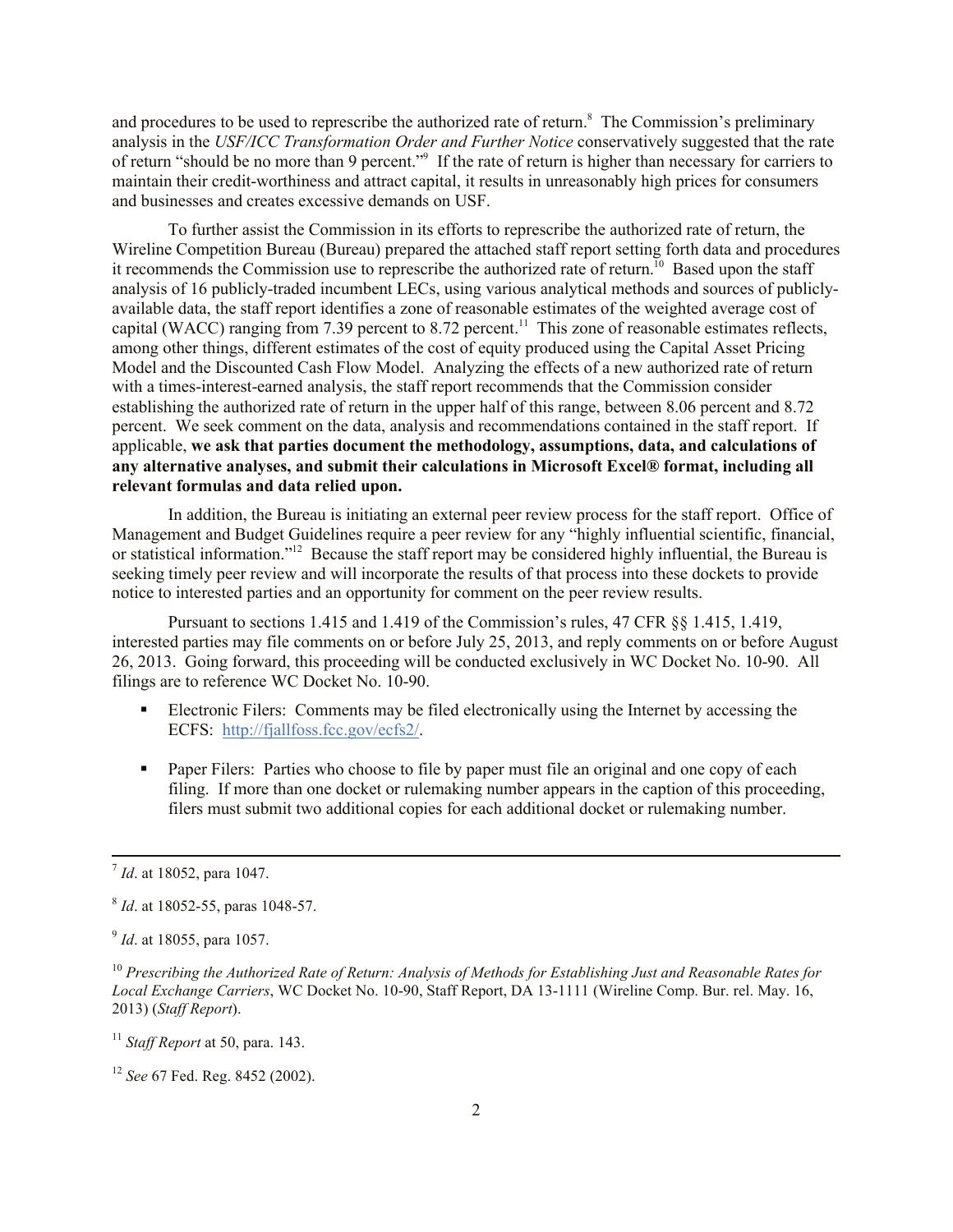and procedures to be used to represcribe the authorized rate of return.[8] The Commission's preliminary analysis in the *USF/ICC Transformation Order and Further Notice* conservatively suggested that the rate of return "should be no more than 9 percent."[9] If the rate of return is higher than necessary for carriers to maintain their credit-worthiness and attract capital, it results in unreasonably high prices for consumers and businesses and creates excessive demands on USF.

To further assist the Commission in its efforts to represcribe the authorized rate of return, the Wireline Competition Bureau (Bureau) prepared the attached staff report setting forth data and procedures it recommends the Commission use to represcribe the authorized rate of return.[10] Based upon the staff analysis of 16 publicly-traded incumbent LECs, using various analytical methods and sources of publicly-available data, the staff report identifies a zone of reasonable estimates of the weighted average cost of capital (WACC) ranging from 7.39 percent to 8.72 percent.[11] This zone of reasonable estimates reflects, among other things, different estimates of the cost of equity produced using the Capital Asset Pricing Model and the Discounted Cash Flow Model. Analyzing the effects of a new authorized rate of return with a times-interest-earned analysis, the staff report recommends that the Commission consider establishing the authorized rate of return in the upper half of this range, between 8.06 percent and 8.72 percent. We seek comment on the data, analysis and recommendations contained in the staff report. If applicable, **we ask that parties document the methodology, assumptions, data, and calculations of any alternative analyses, and submit their calculations in Microsoft Excel® format, including all relevant formulas and data relied upon.**

In addition, the Bureau is initiating an external peer review process for the staff report. Office of Management and Budget Guidelines require a peer review for any "highly influential scientific, financial, or statistical information."[12] Because the staff report may be considered highly influential, the Bureau is seeking timely peer review and will incorporate the results of that process into these dockets to provide notice to interested parties and an opportunity for comment on the peer review results.

Pursuant to sections 1.415 and 1.419 of the Commission's rules, 47 CFR §§ 1.415, 1.419, interested parties may file comments on or before July 25, 2013, and reply comments on or before August 26, 2013. Going forward, this proceeding will be conducted exclusively in WC Docket No. 10-90. All filings are to reference WC Docket No. 10-90.

- Electronic Filers: Comments may be filed electronically using the Internet by accessing the ECFS: http://fjallfoss.fcc.gov/ecfs2/.

- Paper Filers: Parties who choose to file by paper must file an original and one copy of each filing. If more than one docket or rulemaking number appears in the caption of this proceeding, filers must submit two additional copies for each additional docket or rulemaking number.

---

[7] *Id*. at 18052, para 1047.

[8] *Id*. at 18052-55, paras 1048-57.

[9] *Id*. at 18055, para 1057.

[10] *Prescribing the Authorized Rate of Return: Analysis of Methods for Establishing Just and Reasonable Rates for Local Exchange Carriers*, WC Docket No. 10-90, Staff Report, DA 13-1111 (Wireline Comp. Bur. rel. May. 16, 2013) (*Staff Report*).

[11] *Staff Report* at 50, para. 143.

[12] *See* 67 Fed. Reg. 8452 (2002).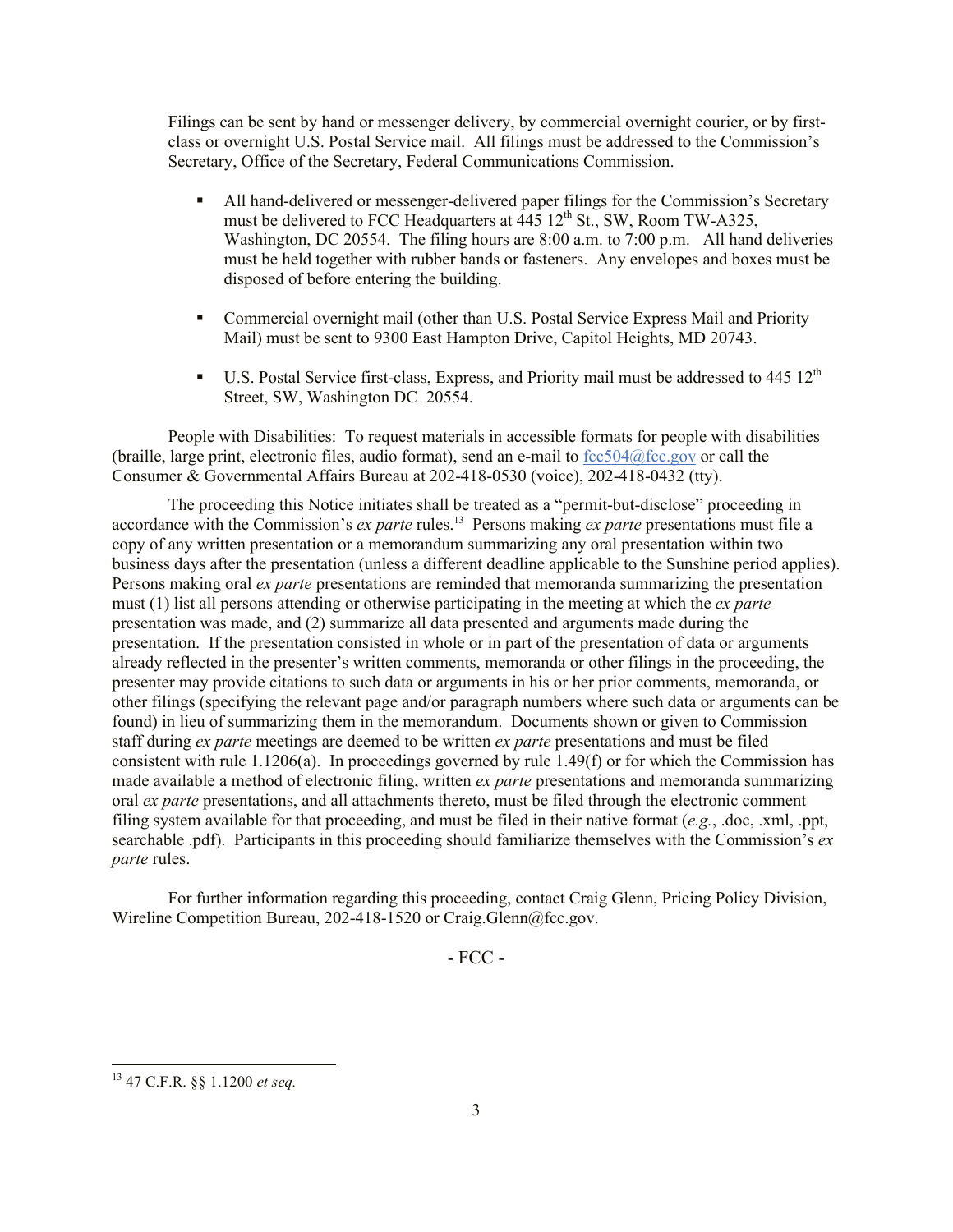Filings can be sent by hand or messenger delivery, by commercial overnight courier, or by first-class or overnight U.S. Postal Service mail. All filings must be addressed to the Commission's Secretary, Office of the Secretary, Federal Communications Commission.

- All hand-delivered or messenger-delivered paper filings for the Commission's Secretary must be delivered to FCC Headquarters at 445 12th St., SW, Room TW-A325, Washington, DC 20554. The filing hours are 8:00 a.m. to 7:00 p.m. All hand deliveries must be held together with rubber bands or fasteners. Any envelopes and boxes must be disposed of before entering the building.

- Commercial overnight mail (other than U.S. Postal Service Express Mail and Priority Mail) must be sent to 9300 East Hampton Drive, Capitol Heights, MD 20743.

- U.S. Postal Service first-class, Express, and Priority mail must be addressed to 445 12th Street, SW, Washington DC 20554.

People with Disabilities: To request materials in accessible formats for people with disabilities (braille, large print, electronic files, audio format), send an e-mail to fcc504@fcc.gov or call the Consumer & Governmental Affairs Bureau at 202-418-0530 (voice), 202-418-0432 (tty).

The proceeding this Notice initiates shall be treated as a "permit-but-disclose" proceeding in accordance with the Commission's *ex parte* rules.[13] Persons making *ex parte* presentations must file a copy of any written presentation or a memorandum summarizing any oral presentation within two business days after the presentation (unless a different deadline applicable to the Sunshine period applies). Persons making oral *ex parte* presentations are reminded that memoranda summarizing the presentation must (1) list all persons attending or otherwise participating in the meeting at which the *ex parte* presentation was made, and (2) summarize all data presented and arguments made during the presentation. If the presentation consisted in whole or in part of the presentation of data or arguments already reflected in the presenter's written comments, memoranda or other filings in the proceeding, the presenter may provide citations to such data or arguments in his or her prior comments, memoranda, or other filings (specifying the relevant page and/or paragraph numbers where such data or arguments can be found) in lieu of summarizing them in the memorandum. Documents shown or given to Commission staff during *ex parte* meetings are deemed to be written *ex parte* presentations and must be filed consistent with rule 1.1206(a). In proceedings governed by rule 1.49(f) or for which the Commission has made available a method of electronic filing, written *ex parte* presentations and memoranda summarizing oral *ex parte* presentations, and all attachments thereto, must be filed through the electronic comment filing system available for that proceeding, and must be filed in their native format (*e.g.*, .doc, .xml, .ppt, searchable .pdf). Participants in this proceeding should familiarize themselves with the Commission's *ex parte* rules.

For further information regarding this proceeding, contact Craig Glenn, Pricing Policy Division, Wireline Competition Bureau, 202-418-1520 or Craig.Glenn@fcc.gov.

- FCC -

---

[13] 47 C.F.R. §§ 1.1200 *et seq.*